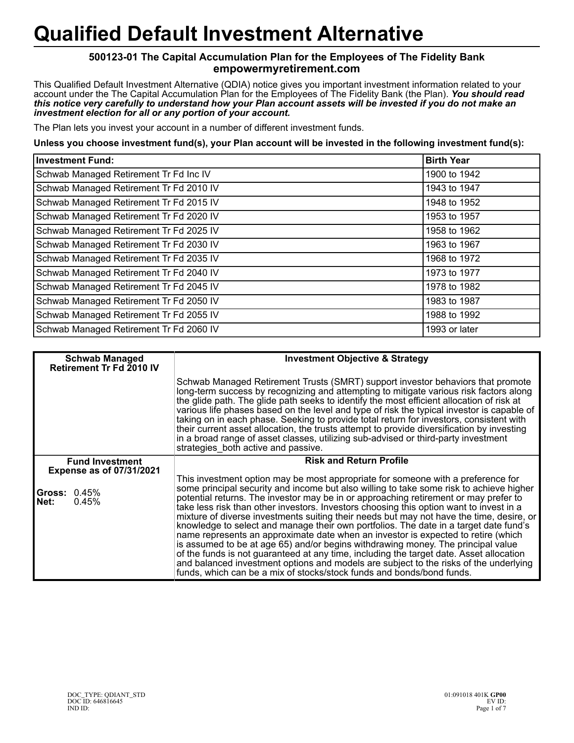# Qualified Default Investment Alternative

**500123-01 The Capital Accumulation Plan for the Employees of The Fidelity Bank**
**empowermyretirement.com**

This Qualified Default Investment Alternative (QDIA) notice gives you important investment information related to your account under the The Capital Accumulation Plan for the Employees of The Fidelity Bank (the Plan). ***You should read this notice very carefully to understand how your Plan account assets will be invested if you do not make an investment election for all or any portion of your account.***

The Plan lets you invest your account in a number of different investment funds.

**Unless you choose investment fund(s), your Plan account will be invested in the following investment fund(s):**

| Investment Fund: | Birth Year |
| --- | --- |
| Schwab Managed Retirement Tr Fd Inc IV | 1900 to 1942 |
| Schwab Managed Retirement Tr Fd 2010 IV | 1943 to 1947 |
| Schwab Managed Retirement Tr Fd 2015 IV | 1948 to 1952 |
| Schwab Managed Retirement Tr Fd 2020 IV | 1953 to 1957 |
| Schwab Managed Retirement Tr Fd 2025 IV | 1958 to 1962 |
| Schwab Managed Retirement Tr Fd 2030 IV | 1963 to 1967 |
| Schwab Managed Retirement Tr Fd 2035 IV | 1968 to 1972 |
| Schwab Managed Retirement Tr Fd 2040 IV | 1973 to 1977 |
| Schwab Managed Retirement Tr Fd 2045 IV | 1978 to 1982 |
| Schwab Managed Retirement Tr Fd 2050 IV | 1983 to 1987 |
| Schwab Managed Retirement Tr Fd 2055 IV | 1988 to 1992 |
| Schwab Managed Retirement Tr Fd 2060 IV | 1993 or later |

| Schwab Managed Retirement Tr Fd 2010 IV | Investment Objective & Strategy |
| --- | --- |
| | Schwab Managed Retirement Trusts (SMRT) support investor behaviors that promote long-term success by recognizing and attempting to mitigate various risk factors along the glide path. The glide path seeks to identify the most efficient allocation of risk at various life phases based on the level and type of risk the typical investor is capable of taking on in each phase. Seeking to provide total return for investors, consistent with their current asset allocation, the trusts attempt to provide diversification by investing in a broad range of asset classes, utilizing sub-advised or third-party investment strategies_both active and passive. |
| **Fund Investment Expense as of 07/31/2021** | **Risk and Return Profile** |
| **Gross:** 0.45%<br>**Net:** 0.45% | This investment option may be most appropriate for someone with a preference for some principal security and income but also willing to take some risk to achieve higher potential returns. The investor may be in or approaching retirement or may prefer to take less risk than other investors. Investors choosing this option want to invest in a mixture of diverse investments suiting their needs but may not have the time, desire, or knowledge to select and manage their own portfolios. The date in a target date fund's name represents an approximate date when an investor is expected to retire (which is assumed to be at age 65) and/or begins withdrawing money. The principal value of the funds is not guaranteed at any time, including the target date. Asset allocation and balanced investment options and models are subject to the risks of the underlying funds, which can be a mix of stocks/stock funds and bonds/bond funds. |

DOC_TYPE: QDIANT_STD
DOC ID: 646816645
IND ID:

01:091018 401K **GP00**
EV ID: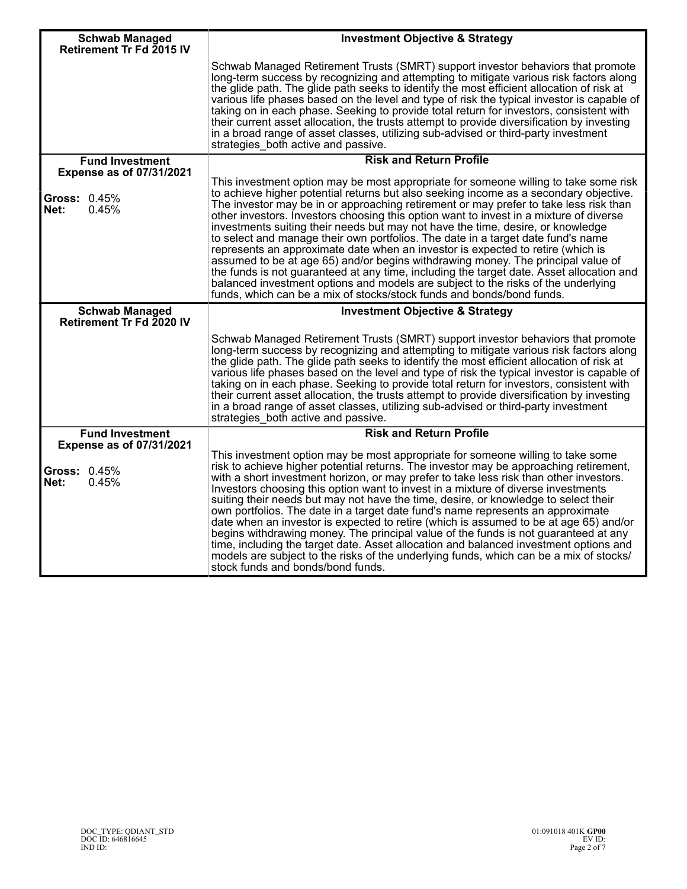| Schwab Managed Retirement Tr Fd 2015 IV | Investment Objective & Strategy |
|---|---|
| | Schwab Managed Retirement Trusts (SMRT) support investor behaviors that promote long-term success by recognizing and attempting to mitigate various risk factors along the glide path. The glide path seeks to identify the most efficient allocation of risk at various life phases based on the level and type of risk the typical investor is capable of taking on in each phase. Seeking to provide total return for investors, consistent with their current asset allocation, the trusts attempt to provide diversification by investing in a broad range of asset classes, utilizing sub-advised or third-party investment strategies_both active and passive. |
| **Fund Investment Expense as of 07/31/2021** | **Risk and Return Profile** |
| **Gross:** 0.45%<br>**Net:** 0.45% | This investment option may be most appropriate for someone willing to take some risk to achieve higher potential returns but also seeking income as a secondary objective. The investor may be in or approaching retirement or may prefer to take less risk than other investors. Investors choosing this option want to invest in a mixture of diverse investments suiting their needs but may not have the time, desire, or knowledge to select and manage their own portfolios. The date in a target date fund's name represents an approximate date when an investor is expected to retire (which is assumed to be at age 65) and/or begins withdrawing money. The principal value of the funds is not guaranteed at any time, including the target date. Asset allocation and balanced investment options and models are subject to the risks of the underlying funds, which can be a mix of stocks/stock funds and bonds/bond funds. |

| Schwab Managed Retirement Tr Fd 2020 IV | Investment Objective & Strategy |
|---|---|
| | Schwab Managed Retirement Trusts (SMRT) support investor behaviors that promote long-term success by recognizing and attempting to mitigate various risk factors along the glide path. The glide path seeks to identify the most efficient allocation of risk at various life phases based on the level and type of risk the typical investor is capable of taking on in each phase. Seeking to provide total return for investors, consistent with their current asset allocation, the trusts attempt to provide diversification by investing in a broad range of asset classes, utilizing sub-advised or third-party investment strategies_both active and passive. |
| **Fund Investment Expense as of 07/31/2021** | **Risk and Return Profile** |
| **Gross:** 0.45%<br>**Net:** 0.45% | This investment option may be most appropriate for someone willing to take some risk to achieve higher potential returns. The investor may be approaching retirement, with a short investment horizon, or may prefer to take less risk than other investors. Investors choosing this option want to invest in a mixture of diverse investments suiting their needs but may not have the time, desire, or knowledge to select their own portfolios. The date in a target date fund's name represents an approximate date when an investor is expected to retire (which is assumed to be at age 65) and/or begins withdrawing money. The principal value of the funds is not guaranteed at any time, including the target date. Asset allocation and balanced investment options and models are subject to the risks of the underlying funds, which can be a mix of stocks/ stock funds and bonds/bond funds. |

DOC_TYPE: QDIANT_STD
DOC ID: 646816645
IND ID:

01:091018 401K **GP00**
EV ID: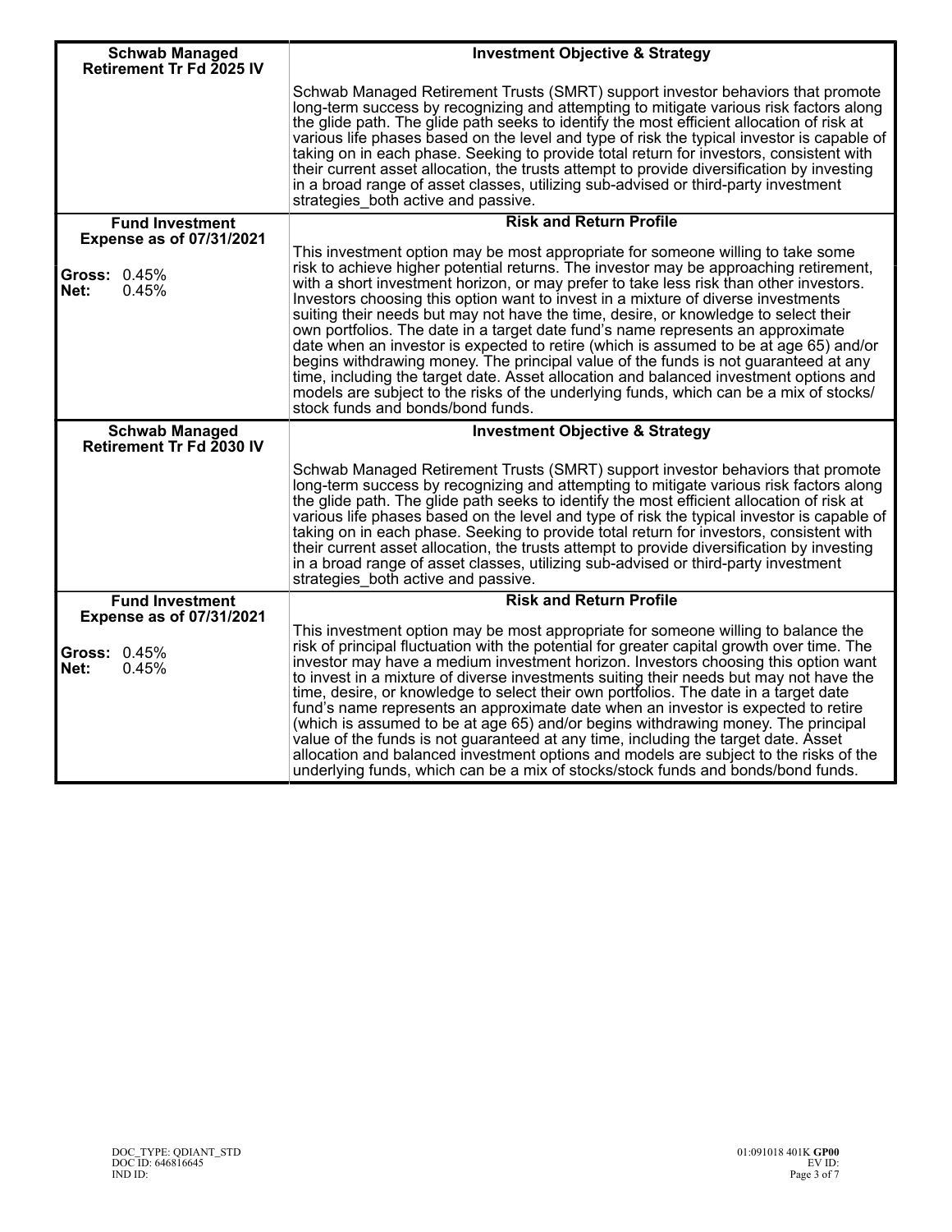| Schwab Managed Retirement Tr Fd 2025 IV | Investment Objective & Strategy |
|---|---|
| | Schwab Managed Retirement Trusts (SMRT) support investor behaviors that promote long-term success by recognizing and attempting to mitigate various risk factors along the glide path. The glide path seeks to identify the most efficient allocation of risk at various life phases based on the level and type of risk the typical investor is capable of taking on in each phase. Seeking to provide total return for investors, consistent with their current asset allocation, the trusts attempt to provide diversification by investing in a broad range of asset classes, utilizing sub-advised or third-party investment strategies_both active and passive. |
| **Fund Investment Expense as of 07/31/2021** | **Risk and Return Profile** |
| **Gross:** 0.45%<br>**Net:** 0.45% | This investment option may be most appropriate for someone willing to take some risk to achieve higher potential returns. The investor may be approaching retirement, with a short investment horizon, or may prefer to take less risk than other investors. Investors choosing this option want to invest in a mixture of diverse investments suiting their needs but may not have the time, desire, or knowledge to select their own portfolios. The date in a target date fund's name represents an approximate date when an investor is expected to retire (which is assumed to be at age 65) and/or begins withdrawing money. The principal value of the funds is not guaranteed at any time, including the target date. Asset allocation and balanced investment options and models are subject to the risks of the underlying funds, which can be a mix of stocks/ stock funds and bonds/bond funds. |

| Schwab Managed Retirement Tr Fd 2030 IV | Investment Objective & Strategy |
|---|---|
| | Schwab Managed Retirement Trusts (SMRT) support investor behaviors that promote long-term success by recognizing and attempting to mitigate various risk factors along the glide path. The glide path seeks to identify the most efficient allocation of risk at various life phases based on the level and type of risk the typical investor is capable of taking on in each phase. Seeking to provide total return for investors, consistent with their current asset allocation, the trusts attempt to provide diversification by investing in a broad range of asset classes, utilizing sub-advised or third-party investment strategies_both active and passive. |
| **Fund Investment Expense as of 07/31/2021** | **Risk and Return Profile** |
| **Gross:** 0.45%<br>**Net:** 0.45% | This investment option may be most appropriate for someone willing to balance the risk of principal fluctuation with the potential for greater capital growth over time. The investor may have a medium investment horizon. Investors choosing this option want to invest in a mixture of diverse investments suiting their needs but may not have the time, desire, or knowledge to select their own portfolios. The date in a target date fund's name represents an approximate date when an investor is expected to retire (which is assumed to be at age 65) and/or begins withdrawing money. The principal value of the funds is not guaranteed at any time, including the target date. Asset allocation and balanced investment options and models are subject to the risks of the underlying funds, which can be a mix of stocks/stock funds and bonds/bond funds. |

DOC_TYPE: QDIANT_STD
DOC ID: 646816645
IND ID:

01:091018 401K **GP00**
EV ID: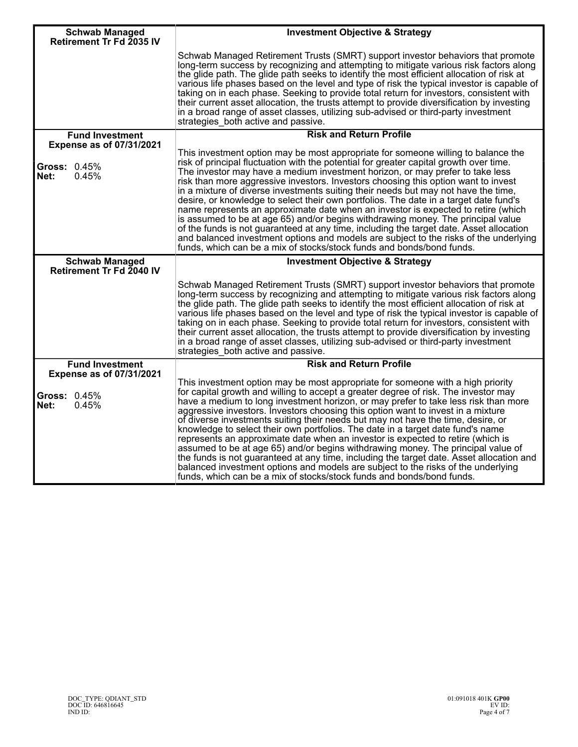| Schwab Managed Retirement Tr Fd 2035 IV | Investment Objective & Strategy |
|---|---|
| | Schwab Managed Retirement Trusts (SMRT) support investor behaviors that promote long-term success by recognizing and attempting to mitigate various risk factors along the glide path. The glide path seeks to identify the most efficient allocation of risk at various life phases based on the level and type of risk the typical investor is capable of taking on in each phase. Seeking to provide total return for investors, consistent with their current asset allocation, the trusts attempt to provide diversification by investing in a broad range of asset classes, utilizing sub-advised or third-party investment strategies_both active and passive. |
| **Fund Investment Expense as of 07/31/2021** | **Risk and Return Profile** |
| **Gross:** 0.45%<br>**Net:** 0.45% | This investment option may be most appropriate for someone willing to balance the risk of principal fluctuation with the potential for greater capital growth over time. The investor may have a medium investment horizon, or may prefer to take less risk than more aggressive investors. Investors choosing this option want to invest in a mixture of diverse investments suiting their needs but may not have the time, desire, or knowledge to select their own portfolios. The date in a target date fund's name represents an approximate date when an investor is expected to retire (which is assumed to be at age 65) and/or begins withdrawing money. The principal value of the funds is not guaranteed at any time, including the target date. Asset allocation and balanced investment options and models are subject to the risks of the underlying funds, which can be a mix of stocks/stock funds and bonds/bond funds. |
| **Schwab Managed Retirement Tr Fd 2040 IV** | **Investment Objective & Strategy** |
| | Schwab Managed Retirement Trusts (SMRT) support investor behaviors that promote long-term success by recognizing and attempting to mitigate various risk factors along the glide path. The glide path seeks to identify the most efficient allocation of risk at various life phases based on the level and type of risk the typical investor is capable of taking on in each phase. Seeking to provide total return for investors, consistent with their current asset allocation, the trusts attempt to provide diversification by investing in a broad range of asset classes, utilizing sub-advised or third-party investment strategies_both active and passive. |
| **Fund Investment Expense as of 07/31/2021** | **Risk and Return Profile** |
| **Gross:** 0.45%<br>**Net:** 0.45% | This investment option may be most appropriate for someone with a high priority for capital growth and willing to accept a greater degree of risk. The investor may have a medium to long investment horizon, or may prefer to take less risk than more aggressive investors. Investors choosing this option want to invest in a mixture of diverse investments suiting their needs but may not have the time, desire, or knowledge to select their own portfolios. The date in a target date fund's name represents an approximate date when an investor is expected to retire (which is assumed to be at age 65) and/or begins withdrawing money. The principal value of the funds is not guaranteed at any time, including the target date. Asset allocation and balanced investment options and models are subject to the risks of the underlying funds, which can be a mix of stocks/stock funds and bonds/bond funds. |

DOC_TYPE: QDIANT_STD
DOC ID: 646816645
IND ID:

01:091018 401K **GP00**
EV ID: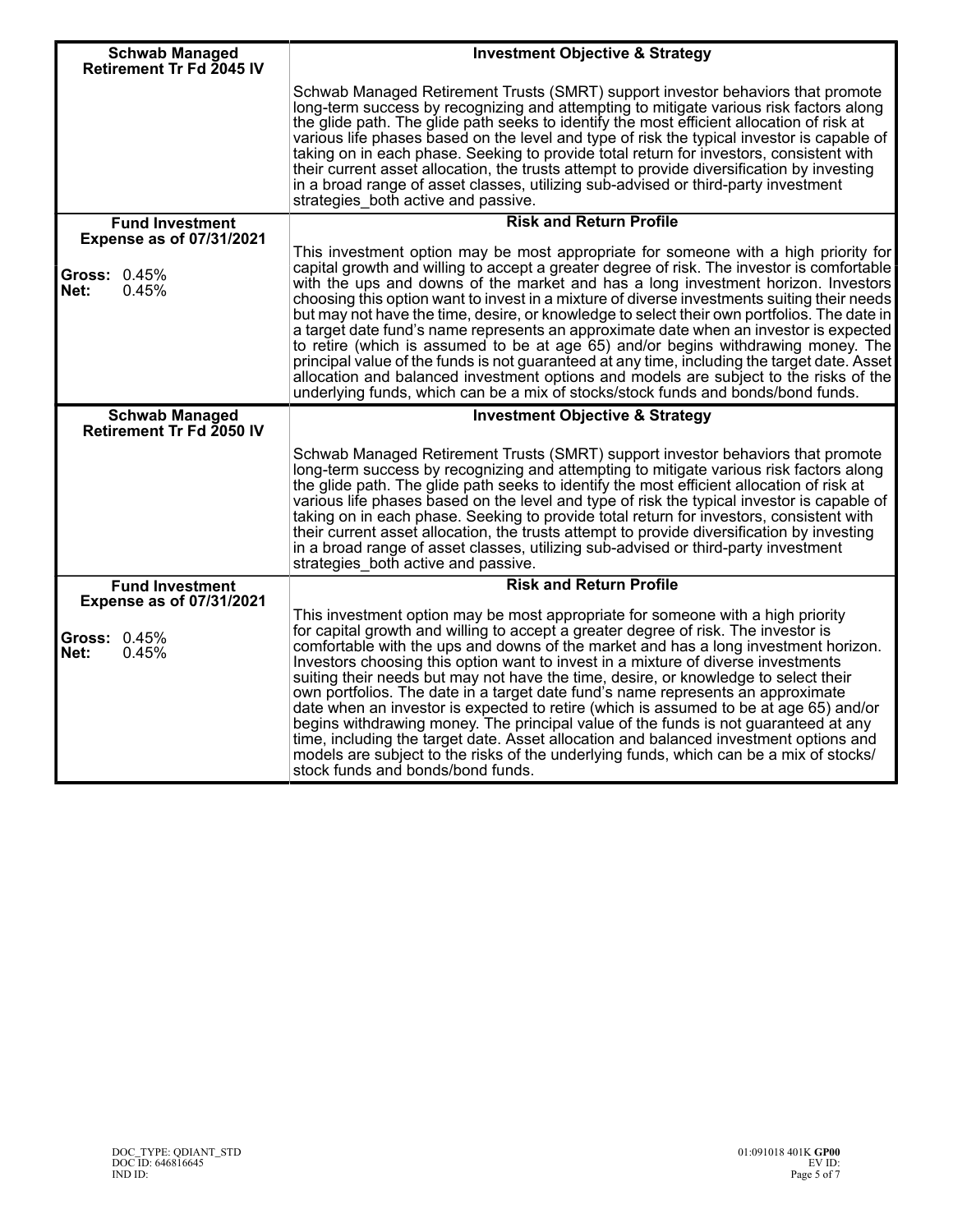| Schwab Managed Retirement Tr Fd 2045 IV | Investment Objective & Strategy |
|---|---|
| | Schwab Managed Retirement Trusts (SMRT) support investor behaviors that promote long-term success by recognizing and attempting to mitigate various risk factors along the glide path. The glide path seeks to identify the most efficient allocation of risk at various life phases based on the level and type of risk the typical investor is capable of taking on in each phase. Seeking to provide total return for investors, consistent with their current asset allocation, the trusts attempt to provide diversification by investing in a broad range of asset classes, utilizing sub-advised or third-party investment strategies_both active and passive. |
| **Fund Investment Expense as of 07/31/2021** | **Risk and Return Profile** |
| **Gross:** 0.45%<br>**Net:** 0.45% | This investment option may be most appropriate for someone with a high priority for capital growth and willing to accept a greater degree of risk. The investor is comfortable with the ups and downs of the market and has a long investment horizon. Investors choosing this option want to invest in a mixture of diverse investments suiting their needs but may not have the time, desire, or knowledge to select their own portfolios. The date in a target date fund's name represents an approximate date when an investor is expected to retire (which is assumed to be at age 65) and/or begins withdrawing money. The principal value of the funds is not guaranteed at any time, including the target date. Asset allocation and balanced investment options and models are subject to the risks of the underlying funds, which can be a mix of stocks/stock funds and bonds/bond funds. |
| **Schwab Managed Retirement Tr Fd 2050 IV** | **Investment Objective & Strategy** |
| | Schwab Managed Retirement Trusts (SMRT) support investor behaviors that promote long-term success by recognizing and attempting to mitigate various risk factors along the glide path. The glide path seeks to identify the most efficient allocation of risk at various life phases based on the level and type of risk the typical investor is capable of taking on in each phase. Seeking to provide total return for investors, consistent with their current asset allocation, the trusts attempt to provide diversification by investing in a broad range of asset classes, utilizing sub-advised or third-party investment strategies_both active and passive. |
| **Fund Investment Expense as of 07/31/2021** | **Risk and Return Profile** |
| **Gross:** 0.45%<br>**Net:** 0.45% | This investment option may be most appropriate for someone with a high priority for capital growth and willing to accept a greater degree of risk. The investor is comfortable with the ups and downs of the market and has a long investment horizon. Investors choosing this option want to invest in a mixture of diverse investments suiting their needs but may not have the time, desire, or knowledge to select their own portfolios. The date in a target date fund's name represents an approximate date when an investor is expected to retire (which is assumed to be at age 65) and/or begins withdrawing money. The principal value of the funds is not guaranteed at any time, including the target date. Asset allocation and balanced investment options and models are subject to the risks of the underlying funds, which can be a mix of stocks/ stock funds and bonds/bond funds. |

DOC_TYPE: QDIANT_STD
DOC ID: 646816645
IND ID:

01:091018 401K **GP00**
EV ID: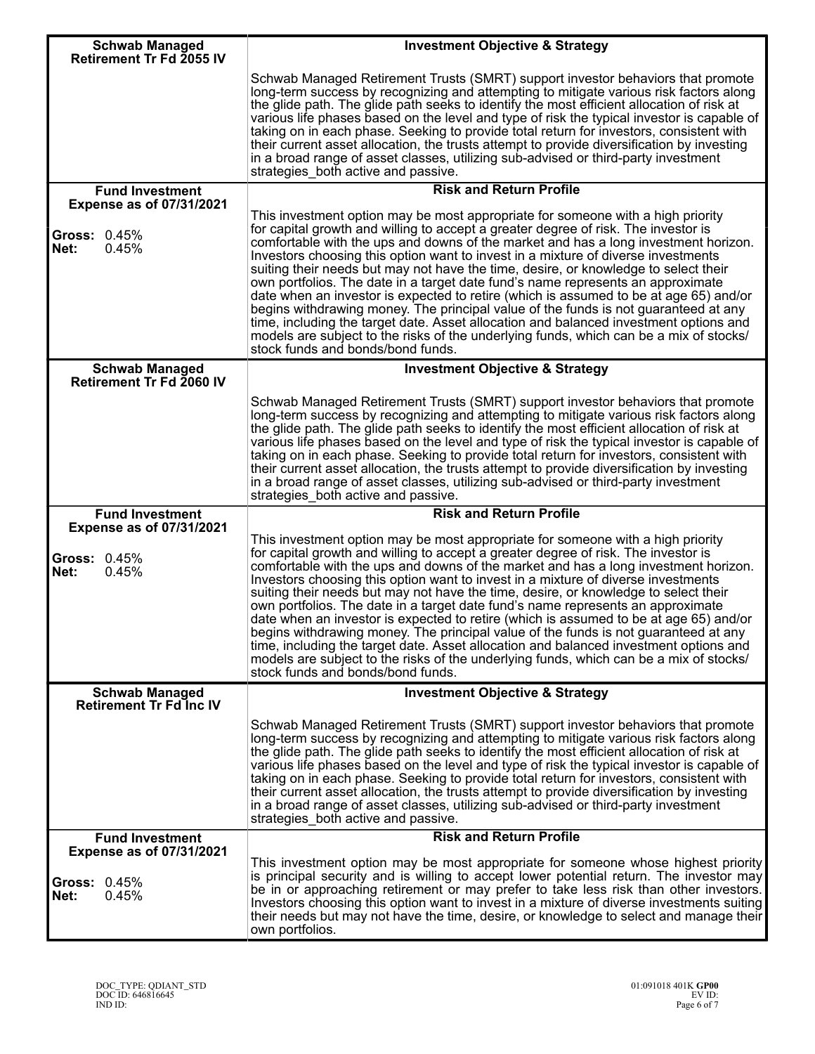| Schwab Managed Retirement Tr Fd 2055 IV | Investment Objective & Strategy |
|---|---|
| | Schwab Managed Retirement Trusts (SMRT) support investor behaviors that promote long-term success by recognizing and attempting to mitigate various risk factors along the glide path. The glide path seeks to identify the most efficient allocation of risk at various life phases based on the level and type of risk the typical investor is capable of taking on in each phase. Seeking to provide total return for investors, consistent with their current asset allocation, the trusts attempt to provide diversification by investing in a broad range of asset classes, utilizing sub-advised or third-party investment strategies_both active and passive. |
| **Fund Investment Expense as of 07/31/2021** | **Risk and Return Profile** |
| **Gross:** 0.45%<br>**Net:** 0.45% | This investment option may be most appropriate for someone with a high priority for capital growth and willing to accept a greater degree of risk. The investor is comfortable with the ups and downs of the market and has a long investment horizon. Investors choosing this option want to invest in a mixture of diverse investments suiting their needs but may not have the time, desire, or knowledge to select their own portfolios. The date in a target date fund's name represents an approximate date when an investor is expected to retire (which is assumed to be at age 65) and/or begins withdrawing money. The principal value of the funds is not guaranteed at any time, including the target date. Asset allocation and balanced investment options and models are subject to the risks of the underlying funds, which can be a mix of stocks/ stock funds and bonds/bond funds. |
| **Schwab Managed Retirement Tr Fd 2060 IV** | **Investment Objective & Strategy** |
| | Schwab Managed Retirement Trusts (SMRT) support investor behaviors that promote long-term success by recognizing and attempting to mitigate various risk factors along the glide path. The glide path seeks to identify the most efficient allocation of risk at various life phases based on the level and type of risk the typical investor is capable of taking on in each phase. Seeking to provide total return for investors, consistent with their current asset allocation, the trusts attempt to provide diversification by investing in a broad range of asset classes, utilizing sub-advised or third-party investment strategies_both active and passive. |
| **Fund Investment Expense as of 07/31/2021** | **Risk and Return Profile** |
| **Gross:** 0.45%<br>**Net:** 0.45% | This investment option may be most appropriate for someone with a high priority for capital growth and willing to accept a greater degree of risk. The investor is comfortable with the ups and downs of the market and has a long investment horizon. Investors choosing this option want to invest in a mixture of diverse investments suiting their needs but may not have the time, desire, or knowledge to select their own portfolios. The date in a target date fund's name represents an approximate date when an investor is expected to retire (which is assumed to be at age 65) and/or begins withdrawing money. The principal value of the funds is not guaranteed at any time, including the target date. Asset allocation and balanced investment options and models are subject to the risks of the underlying funds, which can be a mix of stocks/ stock funds and bonds/bond funds. |
| **Schwab Managed Retirement Tr Fd Inc IV** | **Investment Objective & Strategy** |
| | Schwab Managed Retirement Trusts (SMRT) support investor behaviors that promote long-term success by recognizing and attempting to mitigate various risk factors along the glide path. The glide path seeks to identify the most efficient allocation of risk at various life phases based on the level and type of risk the typical investor is capable of taking on in each phase. Seeking to provide total return for investors, consistent with their current asset allocation, the trusts attempt to provide diversification by investing in a broad range of asset classes, utilizing sub-advised or third-party investment strategies_both active and passive. |
| **Fund Investment Expense as of 07/31/2021** | **Risk and Return Profile** |
| **Gross:** 0.45%<br>**Net:** 0.45% | This investment option may be most appropriate for someone whose highest priority is principal security and is willing to accept lower potential return. The investor may be in or approaching retirement or may prefer to take less risk than other investors. Investors choosing this option want to invest in a mixture of diverse investments suiting their needs but may not have the time, desire, or knowledge to select and manage their own portfolios. |

DOC_TYPE: QDIANT_STD
DOC ID: 646816645
IND ID:

01:091018 401K **GP00**
EV ID: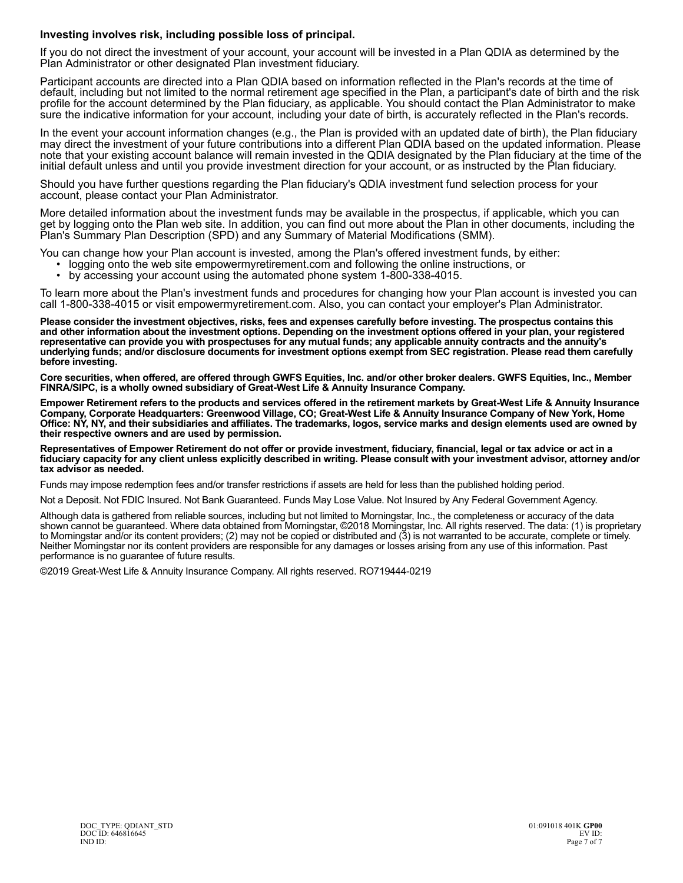**Investing involves risk, including possible loss of principal.**

If you do not direct the investment of your account, your account will be invested in a Plan QDIA as determined by the Plan Administrator or other designated Plan investment fiduciary.

Participant accounts are directed into a Plan QDIA based on information reflected in the Plan's records at the time of default, including but not limited to the normal retirement age specified in the Plan, a participant's date of birth and the risk profile for the account determined by the Plan fiduciary, as applicable. You should contact the Plan Administrator to make sure the indicative information for your account, including your date of birth, is accurately reflected in the Plan's records.

In the event your account information changes (e.g., the Plan is provided with an updated date of birth), the Plan fiduciary may direct the investment of your future contributions into a different Plan QDIA based on the updated information. Please note that your existing account balance will remain invested in the QDIA designated by the Plan fiduciary at the time of the initial default unless and until you provide investment direction for your account, or as instructed by the Plan fiduciary.

Should you have further questions regarding the Plan fiduciary's QDIA investment fund selection process for your account, please contact your Plan Administrator.

More detailed information about the investment funds may be available in the prospectus, if applicable, which you can get by logging onto the Plan web site. In addition, you can find out more about the Plan in other documents, including the Plan's Summary Plan Description (SPD) and any Summary of Material Modifications (SMM).

You can change how your Plan account is invested, among the Plan's offered investment funds, by either:

- logging onto the web site empowermyretirement.com and following the online instructions, or
- by accessing your account using the automated phone system 1-800-338-4015.

To learn more about the Plan's investment funds and procedures for changing how your Plan account is invested you can call 1-800-338-4015 or visit empowermyretirement.com. Also, you can contact your employer's Plan Administrator.

**Please consider the investment objectives, risks, fees and expenses carefully before investing. The prospectus contains this and other information about the investment options. Depending on the investment options offered in your plan, your registered representative can provide you with prospectuses for any mutual funds; any applicable annuity contracts and the annuity's underlying funds; and/or disclosure documents for investment options exempt from SEC registration. Please read them carefully before investing.**

**Core securities, when offered, are offered through GWFS Equities, Inc. and/or other broker dealers. GWFS Equities, Inc., Member FINRA/SIPC, is a wholly owned subsidiary of Great-West Life & Annuity Insurance Company.**

**Empower Retirement refers to the products and services offered in the retirement markets by Great-West Life & Annuity Insurance Company, Corporate Headquarters: Greenwood Village, CO; Great-West Life & Annuity Insurance Company of New York, Home Office: NY, NY, and their subsidiaries and affiliates. The trademarks, logos, service marks and design elements used are owned by their respective owners and are used by permission.**

**Representatives of Empower Retirement do not offer or provide investment, fiduciary, financial, legal or tax advice or act in a fiduciary capacity for any client unless explicitly described in writing. Please consult with your investment advisor, attorney and/or tax advisor as needed.**

Funds may impose redemption fees and/or transfer restrictions if assets are held for less than the published holding period.

Not a Deposit. Not FDIC Insured. Not Bank Guaranteed. Funds May Lose Value. Not Insured by Any Federal Government Agency.

Although data is gathered from reliable sources, including but not limited to Morningstar, Inc., the completeness or accuracy of the data shown cannot be guaranteed. Where data obtained from Morningstar, ©2018 Morningstar, Inc. All rights reserved. The data: (1) is proprietary to Morningstar and/or its content providers; (2) may not be copied or distributed and (3) is not warranted to be accurate, complete or timely. Neither Morningstar nor its content providers are responsible for any damages or losses arising from any use of this information. Past performance is no guarantee of future results.

©2019 Great-West Life & Annuity Insurance Company. All rights reserved. RO719444-0219

DOC_TYPE: QDIANT_STD
DOC ID: 646816645
IND ID:

01:091018 401K **GP00**
EV ID: